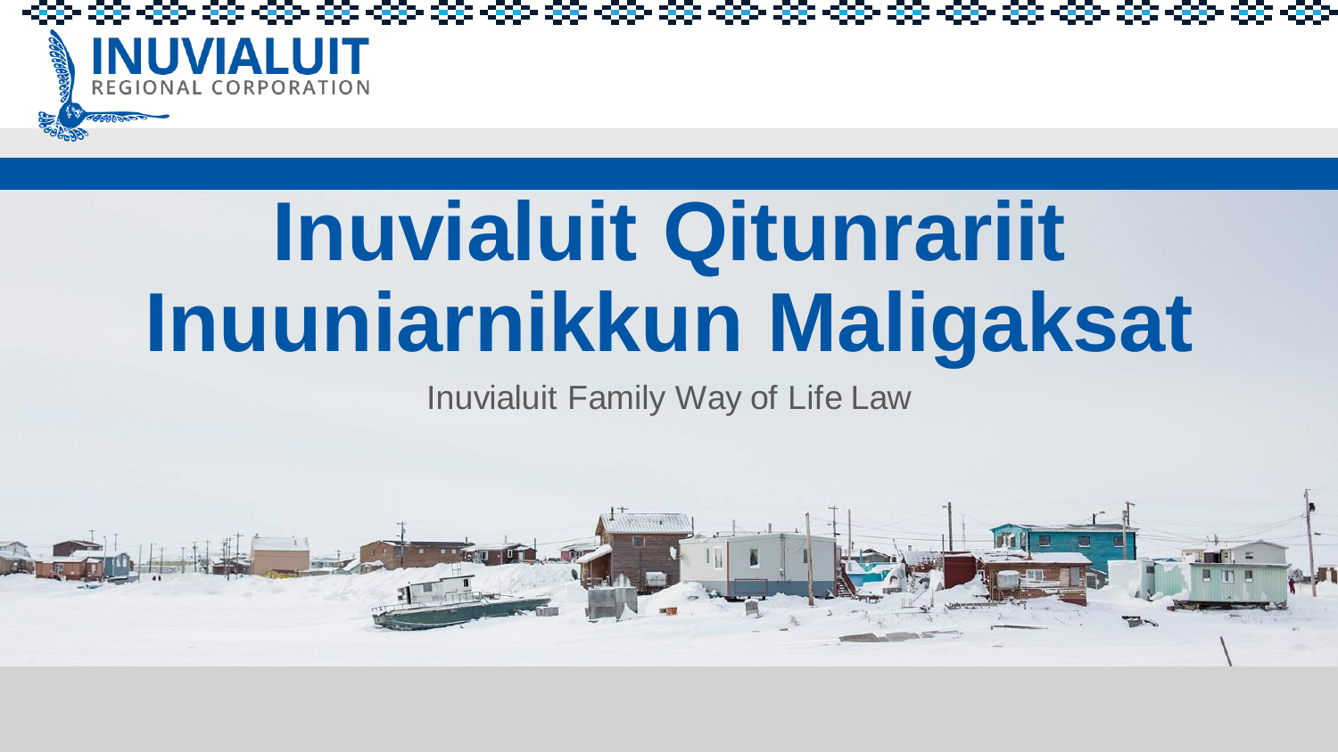INUVIALUIT
REGIONAL CORPORATION

# Inuvialuit Qitunrariit Inuuniarnikkun Maligaksat

Inuvialuit Family Way of Life Law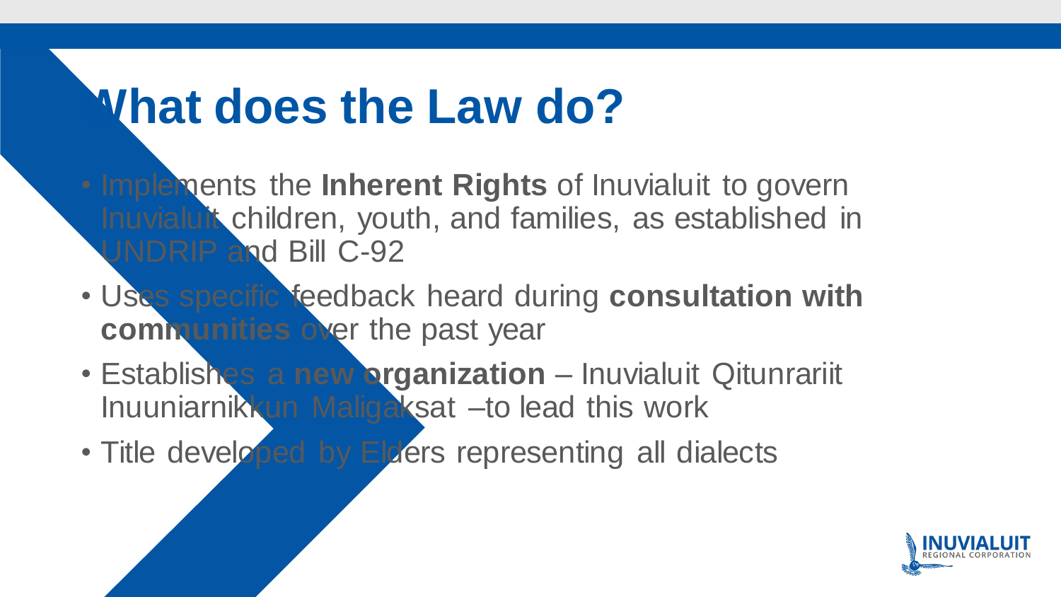# What does the Law do?

- Implements the **Inherent Rights** of Inuvialuit to govern Inuvialuit children, youth, and families, as established in UNDRIP and Bill C-92
- Uses specific feedback heard during **consultation with communities** over the past year
- Establishes a **new organization** – Inuvialuit Qitunrariit Inuuniarnikkun Maligaksat –to lead this work
- Title developed by Elders representing all dialects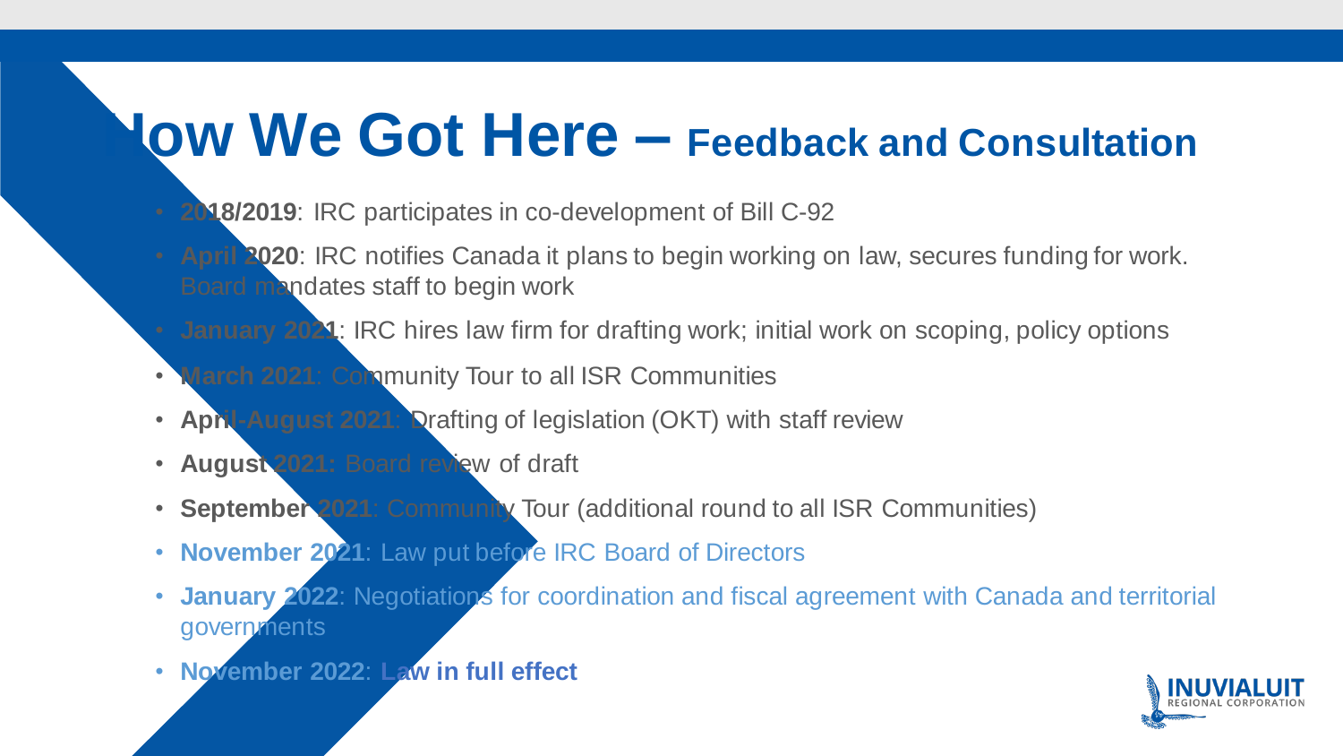# How We Got Here – Feedback and Consultation

- **2018/2019**: IRC participates in co-development of Bill C-92
- **April 2020**: IRC notifies Canada it plans to begin working on law, secures funding for work. Board mandates staff to begin work
- **January 2021**: IRC hires law firm for drafting work; initial work on scoping, policy options
- **March 2021**: Community Tour to all ISR Communities
- **April-August 2021**: Drafting of legislation (OKT) with staff review
- **August 2021: Board review of draft**
- **September 2021**: Community Tour (additional round to all ISR Communities)
- **November 2021**: Law put before IRC Board of Directors
- **January 2022**: Negotiations for coordination and fiscal agreement with Canada and territorial governments
- **November 2022**: **Law in full effect**

INUVIALUIT REGIONAL CORPORATION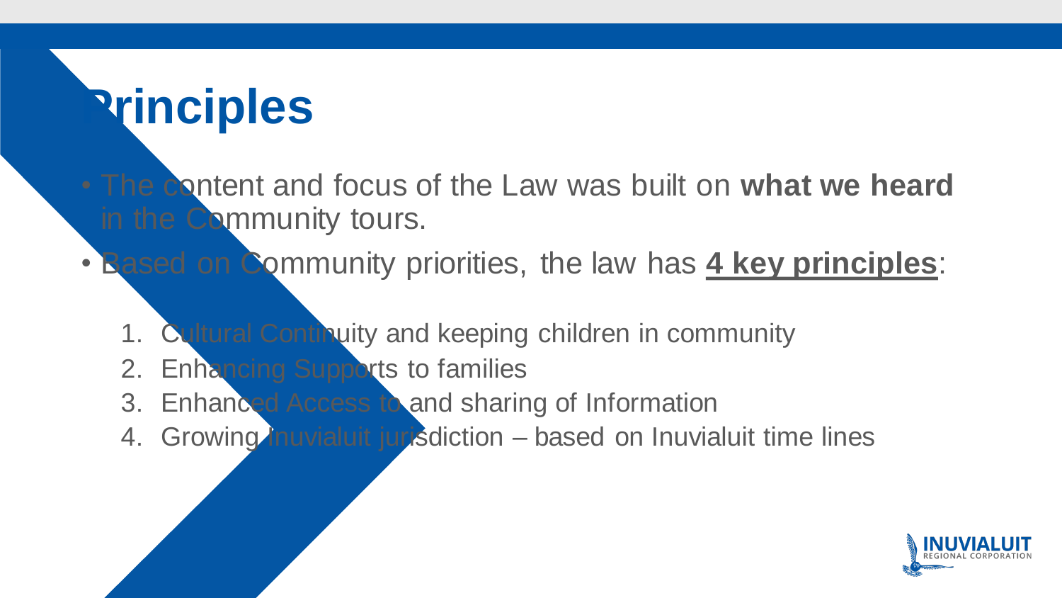# Principles

- The content and focus of the Law was built on **what we heard** in the Community tours.
- Based on Community priorities, the law has **4 key principles**:

1. Cultural Continuity and keeping children in community
2. Enhancing Supports to families
3. Enhanced Access to and sharing of Information
4. Growing Inuvialuit jurisdiction – based on Inuvialuit time lines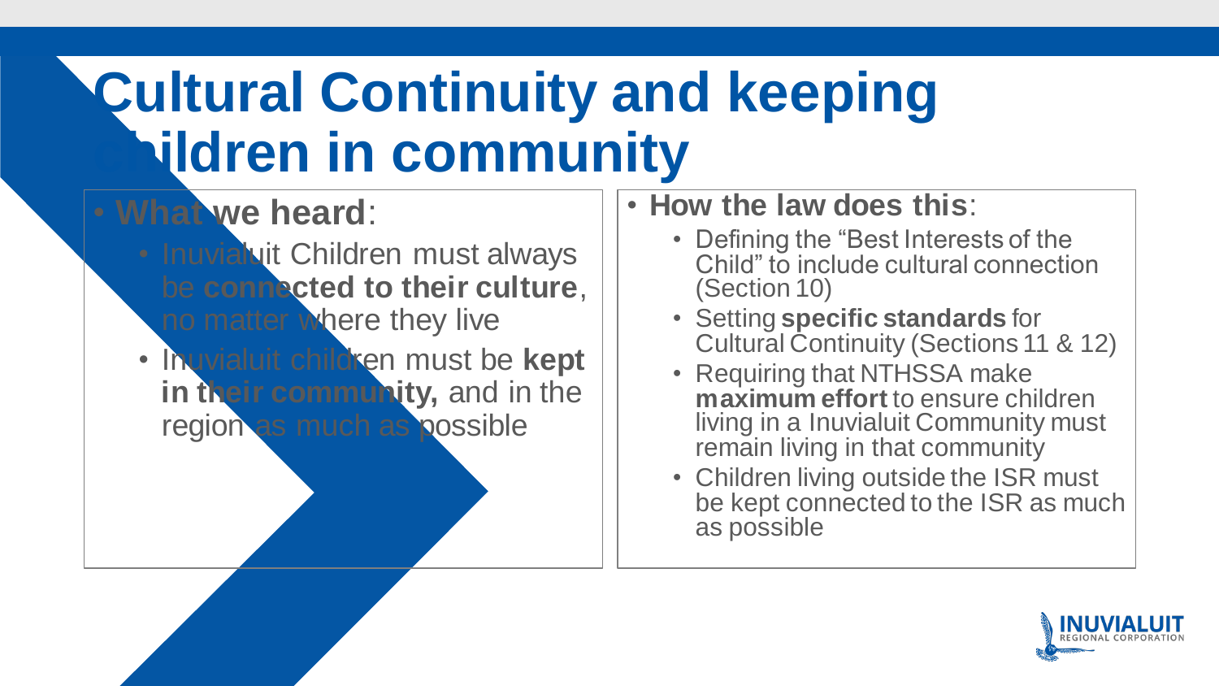# Cultural Continuity and keeping Children in community

- **What we heard**:
  - Inuvialuit Children must always be **connected to their culture**, no matter where they live
  - Inuvialuit children must be **kept in their community,** and in the region as much as possible

- **How the law does this**:
  - Defining the "Best Interests of the Child" to include cultural connection (Section 10)
  - Setting **specific standards** for Cultural Continuity (Sections 11 & 12)
  - Requiring that NTHSSA make **maximum effort** to ensure children living in a Inuvialuit Community must remain living in that community
  - Children living outside the ISR must be kept connected to the ISR as much as possible

INUVIALUIT REGIONAL CORPORATION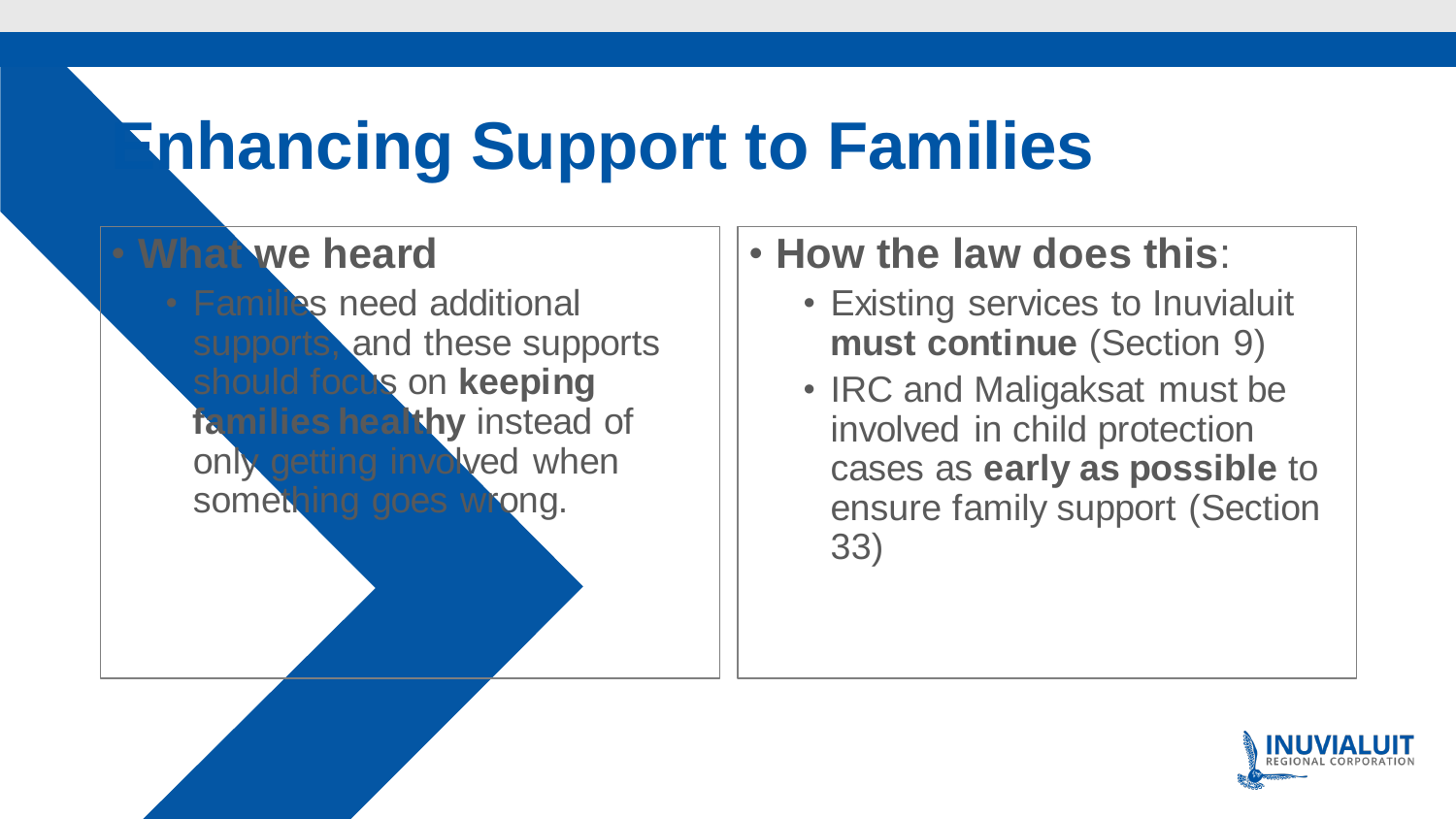# Enhancing Support to Families

- **What we heard**
  - Families need additional supports, and these supports should focus on **keeping families healthy** instead of only getting involved when something goes wrong.

- **How the law does this**:
  - Existing services to Inuvialuit **must continue** (Section 9)
  - IRC and Maligaksat must be involved in child protection cases as **early as possible** to ensure family support (Section 33)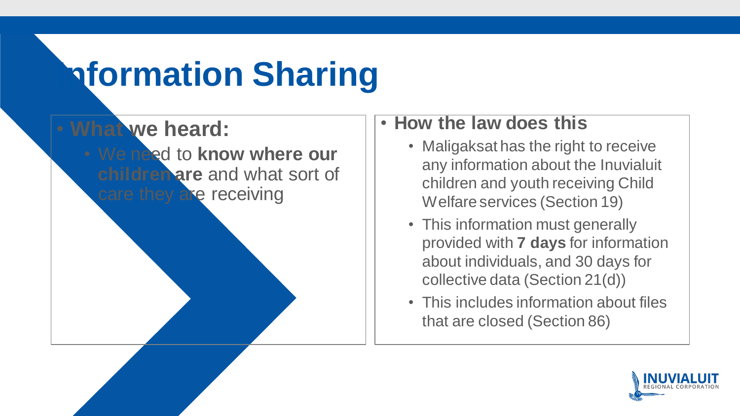# Information Sharing

- **What we heard:**
  - We need to **know where our children are** and what sort of care they are receiving

- **How the law does this**
  - Maligaksat has the right to receive any information about the Inuvialuit children and youth receiving Child Welfare services (Section 19)
  - This information must generally provided with **7 days** for information about individuals, and 30 days for collective data (Section 21(d))
  - This includes information about files that are closed (Section 86)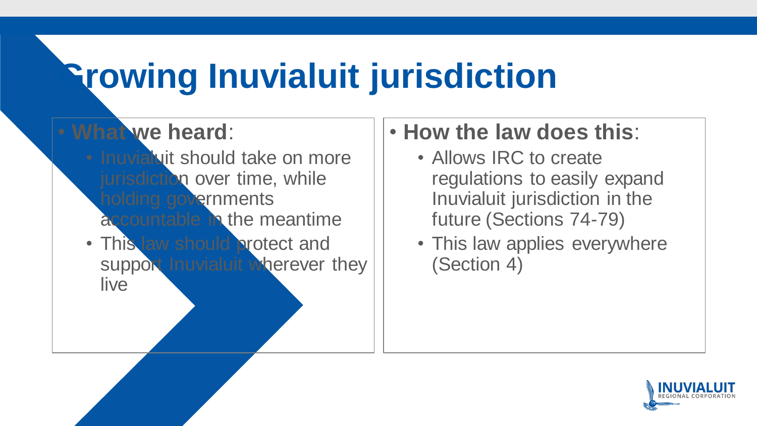# Growing Inuvialuit jurisdiction

- **What we heard**:
  - Inuvialuit should take on more jurisdiction over time, while holding governments accountable in the meantime
  - This law should protect and support Inuvialuit wherever they live

- **How the law does this**:
  - Allows IRC to create regulations to easily expand Inuvialuit jurisdiction in the future (Sections 74-79)
  - This law applies everywhere (Section 4)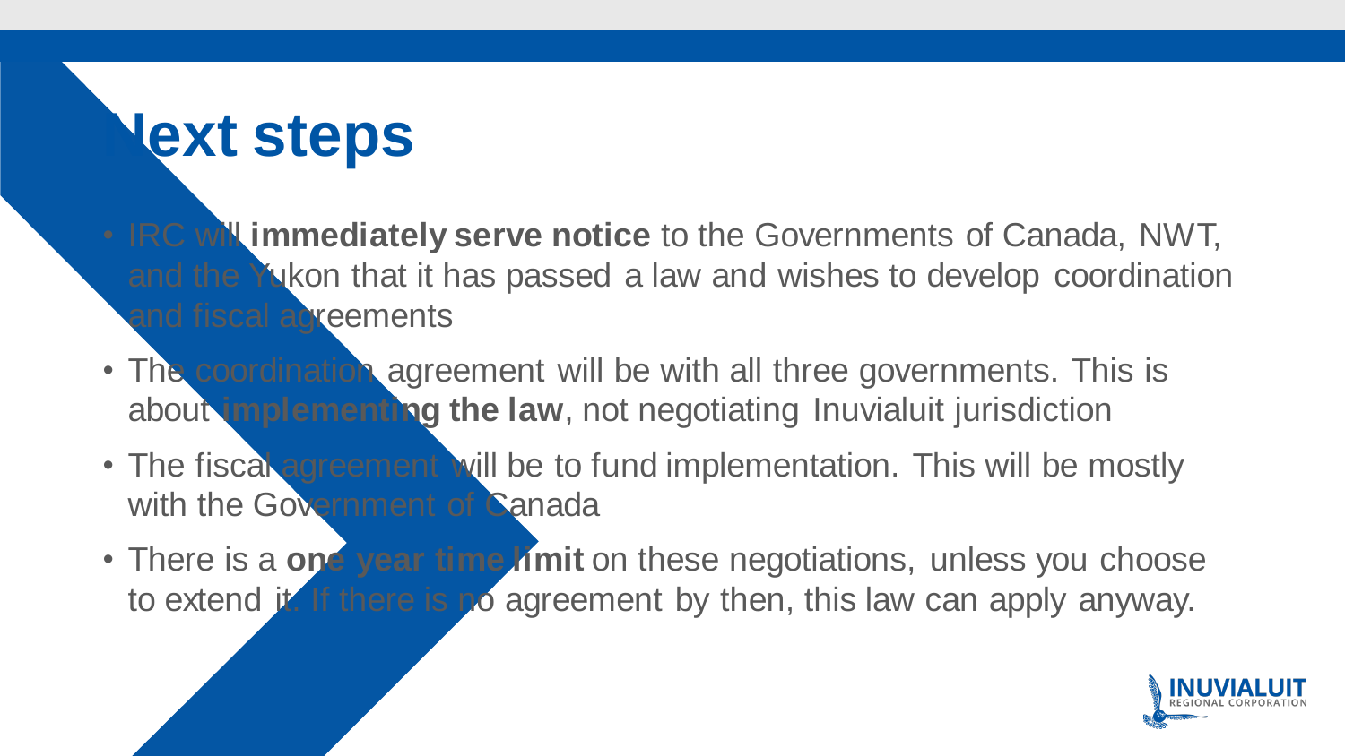# Next steps

- IRC will **immediately serve notice** to the Governments of Canada, NWT, and the Yukon that it has passed a law and wishes to develop coordination and fiscal agreements
- The coordination agreement will be with all three governments. This is about **implementing the law**, not negotiating Inuvialuit jurisdiction
- The fiscal agreement will be to fund implementation. This will be mostly with the Government of Canada
- There is a **one year time limit** on these negotiations, unless you choose to extend it. If there is no agreement by then, this law can apply anyway.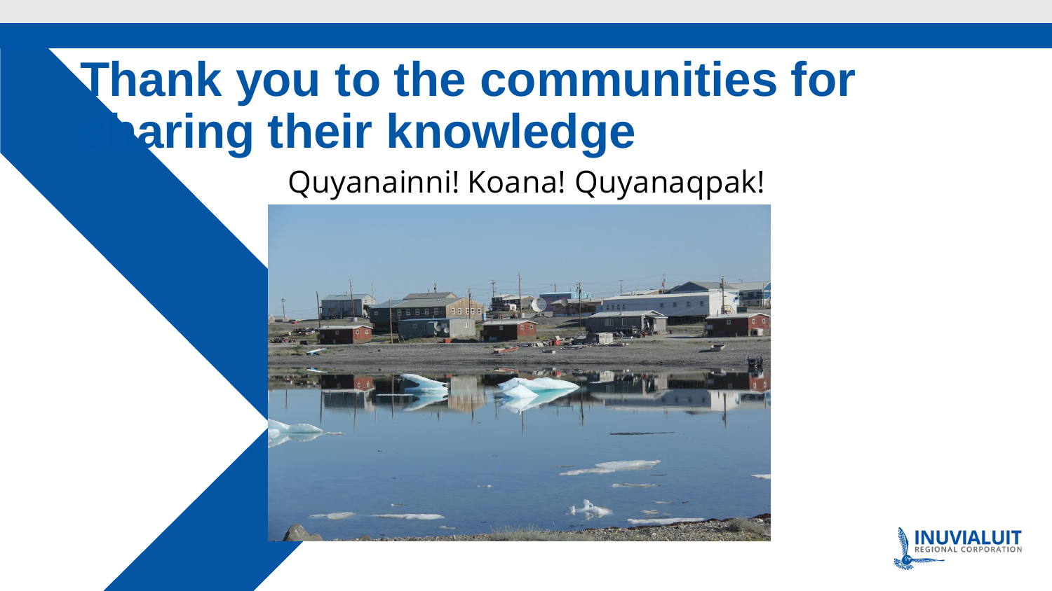# Thank you to the communities for sharing their knowledge

Quyanainni! Koana! Quyanaqpak!

INUVIALUIT REGIONAL CORPORATION